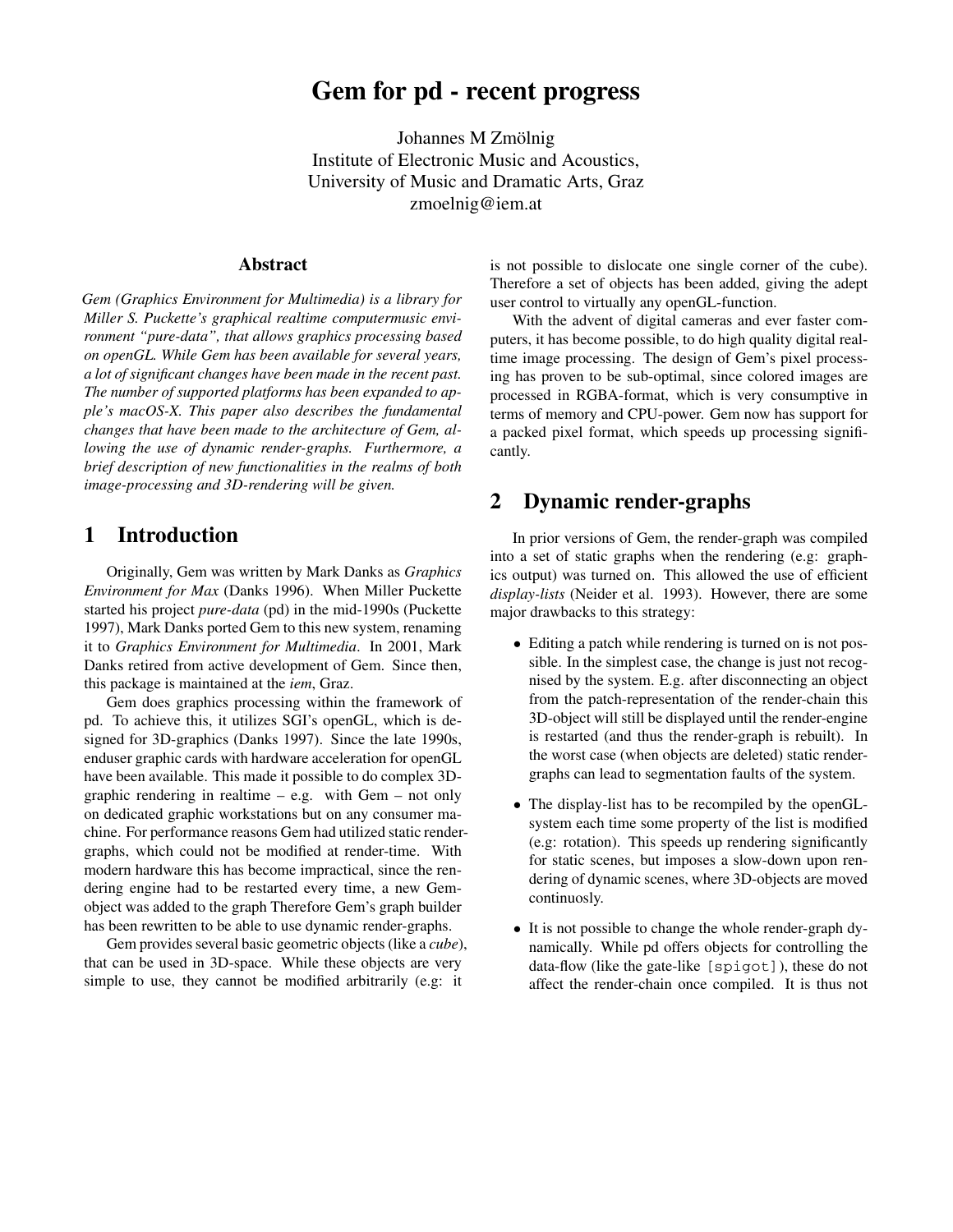# Gem for pd - recent progress

Johannes M Zmölnig
Institute of Electronic Music and Acoustics,
University of Music and Dramatic Arts, Graz
zmoelnig@iem.at

## Abstract

*Gem (Graphics Environment for Multimedia) is a library for Miller S. Puckette's graphical realtime computermusic environment "pure-data", that allows graphics processing based on openGL. While Gem has been available for several years, a lot of significant changes have been made in the recent past. The number of supported platforms has been expanded to apple's macOS-X. This paper also describes the fundamental changes that have been made to the architecture of Gem, allowing the use of dynamic render-graphs. Furthermore, a brief description of new functionalities in the realms of both image-processing and 3D-rendering will be given.*

## 1 Introduction

Originally, Gem was written by Mark Danks as *Graphics Environment for Max* (Danks 1996). When Miller Puckette started his project *pure-data* (pd) in the mid-1990s (Puckette 1997), Mark Danks ported Gem to this new system, renaming it to *Graphics Environment for Multimedia*. In 2001, Mark Danks retired from active development of Gem. Since then, this package is maintained at the *iem*, Graz.

Gem does graphics processing within the framework of pd. To achieve this, it utilizes SGI's openGL, which is designed for 3D-graphics (Danks 1997). Since the late 1990s, enduser graphic cards with hardware acceleration for openGL have been available. This made it possible to do complex 3D-graphic rendering in realtime – e.g. with Gem – not only on dedicated graphic workstations but on any consumer machine. For performance reasons Gem had utilized static render-graphs, which could not be modified at render-time. With modern hardware this has become impractical, since the rendering engine had to be restarted every time, a new Gem-object was added to the graph Therefore Gem's graph builder has been rewritten to be able to use dynamic render-graphs.

Gem provides several basic geometric objects (like a *cube*), that can be used in 3D-space. While these objects are very simple to use, they cannot be modified arbitrarily (e.g: it is not possible to dislocate one single corner of the cube). Therefore a set of objects has been added, giving the adept user control to virtually any openGL-function.

With the advent of digital cameras and ever faster computers, it has become possible, to do high quality digital realtime image processing. The design of Gem's pixel processing has proven to be sub-optimal, since colored images are processed in RGBA-format, which is very consumptive in terms of memory and CPU-power. Gem now has support for a packed pixel format, which speeds up processing significantly.

## 2 Dynamic render-graphs

In prior versions of Gem, the render-graph was compiled into a set of static graphs when the rendering (e.g: graphics output) was turned on. This allowed the use of efficient *display-lists* (Neider et al. 1993). However, there are some major drawbacks to this strategy:

- Editing a patch while rendering is turned on is not possible. In the simplest case, the change is just not recognised by the system. E.g. after disconnecting an object from the patch-representation of the render-chain this 3D-object will still be displayed until the render-engine is restarted (and thus the render-graph is rebuilt). In the worst case (when objects are deleted) static render-graphs can lead to segmentation faults of the system.
- The display-list has to be recompiled by the openGL-system each time some property of the list is modified (e.g: rotation). This speeds up rendering significantly for static scenes, but imposes a slow-down upon rendering of dynamic scenes, where 3D-objects are moved continuosly.
- It is not possible to change the whole render-graph dynamically. While pd offers objects for controlling the data-flow (like the gate-like `[spigot]`), these do not affect the render-chain once compiled. It is thus not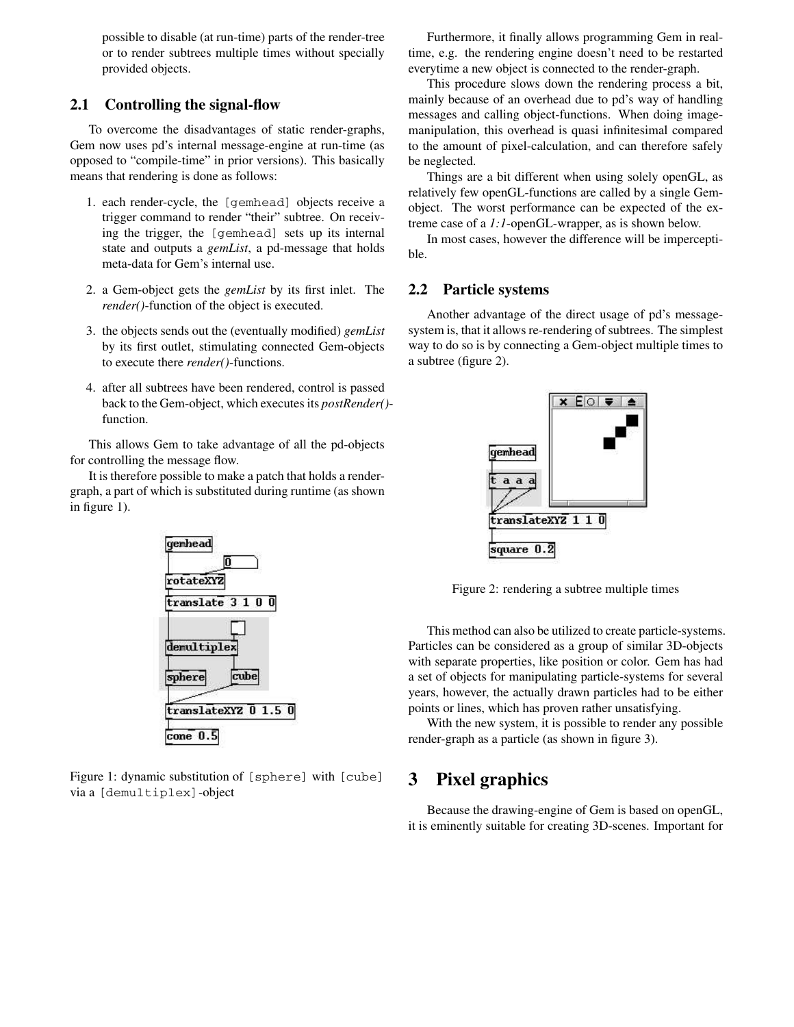possible to disable (at run-time) parts of the render-tree or to render subtrees multiple times without specially provided objects.

## 2.1 Controlling the signal-flow

To overcome the disadvantages of static render-graphs, Gem now uses pd's internal message-engine at run-time (as opposed to "compile-time" in prior versions). This basically means that rendering is done as follows:

1. each render-cycle, the `[gemhead]` objects receive a trigger command to render "their" subtree. On receiving the trigger, the `[gemhead]` sets up its internal state and outputs a *gemList*, a pd-message that holds meta-data for Gem's internal use.
2. a Gem-object gets the *gemList* by its first inlet. The *render()*-function of the object is executed.
3. the objects sends out the (eventually modified) *gemList* by its first outlet, stimulating connected Gem-objects to execute there *render()*-functions.
4. after all subtrees have been rendered, control is passed back to the Gem-object, which executes its *postRender()*-function.

This allows Gem to take advantage of all the pd-objects for controlling the message flow.

It is therefore possible to make a patch that holds a render-graph, a part of which is substituted during runtime (as shown in figure 1).

Figure 1: dynamic substitution of `[sphere]` with `[cube]` via a `[demultiplex]`-object

Furthermore, it finally allows programming Gem in real-time, e.g. the rendering engine doesn't need to be restarted everytime a new object is connected to the render-graph.

This procedure slows down the rendering process a bit, mainly because of an overhead due to pd's way of handling messages and calling object-functions. When doing image-manipulation, this overhead is quasi infinitesimal compared to the amount of pixel-calculation, and can therefore safely be neglected.

Things are a bit different when using solely openGL, as relatively few openGL-functions are called by a single Gem-object. The worst performance can be expected of the extreme case of a *1:1*-openGL-wrapper, as is shown below.

In most cases, however the difference will be imperceptible.

## 2.2 Particle systems

Another advantage of the direct usage of pd's message-system is, that it allows re-rendering of subtrees. The simplest way to do so is by connecting a Gem-object multiple times to a subtree (figure 2).

Figure 2: rendering a subtree multiple times

This method can also be utilized to create particle-systems. Particles can be considered as a group of similar 3D-objects with separate properties, like position or color. Gem has had a set of objects for manipulating particle-systems for several years, however, the actually drawn particles had to be either points or lines, which has proven rather unsatisfying.

With the new system, it is possible to render any possible render-graph as a particle (as shown in figure 3).

# 3 Pixel graphics

Because the drawing-engine of Gem is based on openGL, it is eminently suitable for creating 3D-scenes. Important for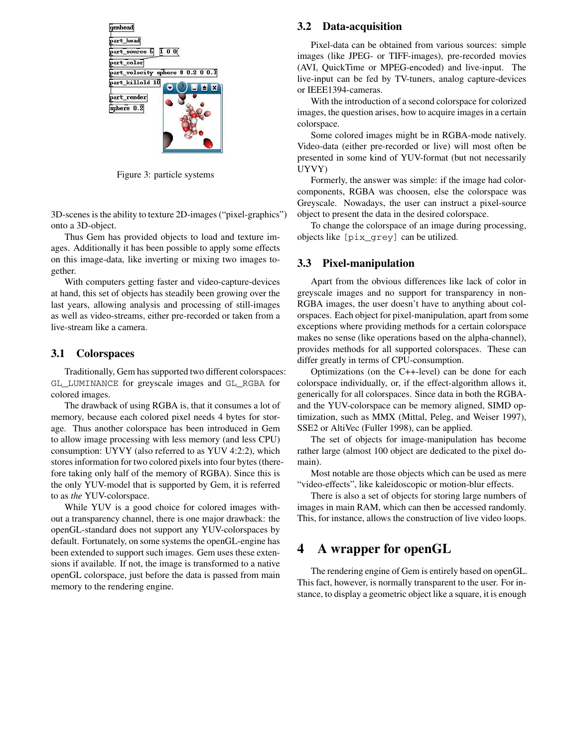Figure 3: particle systems

3D-scenes is the ability to texture 2D-images ("pixel-graphics") onto a 3D-object.

Thus Gem has provided objects to load and texture images. Additionally it has been possible to apply some effects on this image-data, like inverting or mixing two images together.

With computers getting faster and video-capture-devices at hand, this set of objects has steadily been growing over the last years, allowing analysis and processing of still-images as well as video-streams, either pre-recorded or taken from a live-stream like a camera.

### 3.1 Colorspaces

Traditionally, Gem has supported two different colorspaces: `GL_LUMINANCE` for greyscale images and `GL_RGBA` for colored images.

The drawback of using RGBA is, that it consumes a lot of memory, because each colored pixel needs 4 bytes for storage. Thus another colorspace has been introduced in Gem to allow image processing with less memory (and less CPU) consumption: UYVY (also referred to as YUV 4:2:2), which stores information for two colored pixels into four bytes (therefore taking only half of the memory of RGBA). Since this is the only YUV-model that is supported by Gem, it is referred to as *the* YUV-colorspace.

While YUV is a good choice for colored images without a transparency channel, there is one major drawback: the openGL-standard does not support any YUV-colorspaces by default. Fortunately, on some systems the openGL-engine has been extended to support such images. Gem uses these extensions if available. If not, the image is transformed to a native openGL colorspace, just before the data is passed from main memory to the rendering engine.

### 3.2 Data-acquisition

Pixel-data can be obtained from various sources: simple images (like JPEG- or TIFF-images), pre-recorded movies (AVI, QuickTime or MPEG-encoded) and live-input. The live-input can be fed by TV-tuners, analog capture-devices or IEEE1394-cameras.

With the introduction of a second colorspace for colorized images, the question arises, how to acquire images in a certain colorspace.

Some colored images might be in RGBA-mode natively. Video-data (either pre-recorded or live) will most often be presented in some kind of YUV-format (but not necessarily UYVY)

Formerly, the answer was simple: if the image had color-components, RGBA was choosen, else the colorspace was Greyscale. Nowadays, the user can instruct a pixel-source object to present the data in the desired colorspace.

To change the colorspace of an image during processing, objects like `[pix_grey]` can be utilized.

### 3.3 Pixel-manipulation

Apart from the obvious differences like lack of color in greyscale images and no support for transparency in non-RGBA images, the user doesn't have to anything about colorspaces. Each object for pixel-manipulation, apart from some exceptions where providing methods for a certain colorspace makes no sense (like operations based on the alpha-channel), provides methods for all supported colorspaces. These can differ greatly in terms of CPU-consumption.

Optimizations (on the C++-level) can be done for each colorspace individually, or, if the effect-algorithm allows it, generically for all colorspaces. Since data in both the RGBA- and the YUV-colorspace can be memory aligned, SIMD optimization, such as MMX (Mittal, Peleg, and Weiser 1997), SSE2 or AltiVec (Fuller 1998), can be applied.

The set of objects for image-manipulation has become rather large (almost 100 object are dedicated to the pixel domain).

Most notable are those objects which can be used as mere "video-effects", like kaleidoscopic or motion-blur effects.

There is also a set of objects for storing large numbers of images in main RAM, which can then be accessed randomly. This, for instance, allows the construction of live video loops.

## 4 A wrapper for openGL

The rendering engine of Gem is entirely based on openGL. This fact, however, is normally transparent to the user. For instance, to display a geometric object like a square, it is enough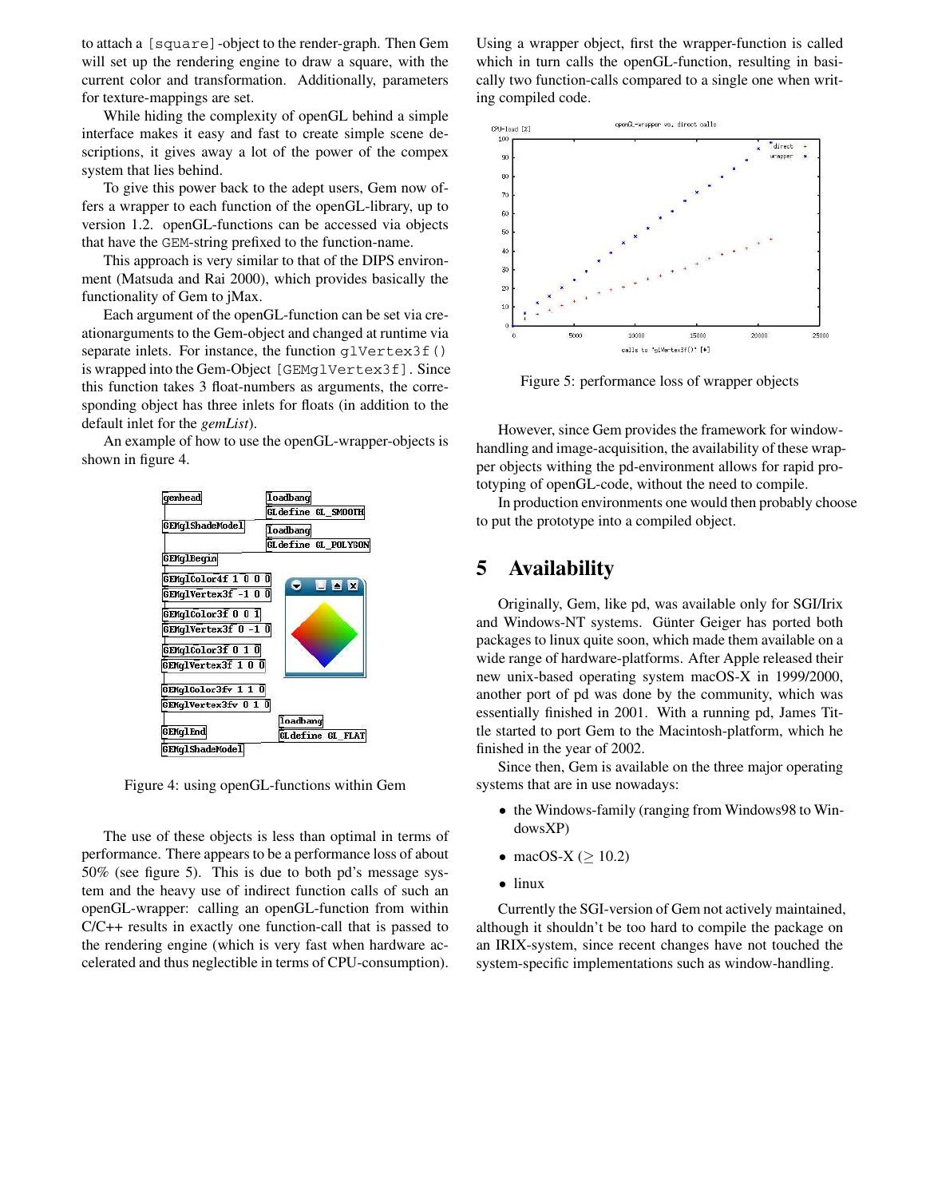to attach a [square]-object to the render-graph. Then Gem will set up the rendering engine to draw a square, with the current color and transformation. Additionally, parameters for texture-mappings are set.

While hiding the complexity of openGL behind a simple interface makes it easy and fast to create simple scene descriptions, it gives away a lot of the power of the compex system that lies behind.

To give this power back to the adept users, Gem now offers a wrapper to each function of the openGL-library, up to version 1.2. openGL-functions can be accessed via objects that have the GEM-string prefixed to the function-name.

This approach is very similar to that of the DIPS environment (Matsuda and Rai 2000), which provides basically the functionality of Gem to jMax.

Each argument of the openGL-function can be set via creationarguments to the Gem-object and changed at runtime via separate inlets. For instance, the function glVertex3f() is wrapped into the Gem-Object [GEMglVertex3f]. Since this function takes 3 float-numbers as arguments, the corresponding object has three inlets for floats (in addition to the default inlet for the *gemList*).

An example of how to use the openGL-wrapper-objects is shown in figure 4.

Figure 4: using openGL-functions within Gem

The use of these objects is less than optimal in terms of performance. There appears to be a performance loss of about 50% (see figure 5). This is due to both pd's message system and the heavy use of indirect function calls of such an openGL-wrapper: calling an openGL-function from within C/C++ results in exactly one function-call that is passed to the rendering engine (which is very fast when hardware accelerated and thus neglectible in terms of CPU-consumption). Using a wrapper object, first the wrapper-function is called which in turn calls the openGL-function, resulting in basically two function-calls compared to a single one when writing compiled code.

Figure 5: performance loss of wrapper objects

However, since Gem provides the framework for window-handling and image-acquisition, the availability of these wrapper objects withing the pd-environment allows for rapid prototyping of openGL-code, without the need to compile.

In production environments one would then probably choose to put the prototype into a compiled object.

# 5 Availability

Originally, Gem, like pd, was available only for SGI/Irix and Windows-NT systems. Günter Geiger has ported both packages to linux quite soon, which made them available on a wide range of hardware-platforms. After Apple released their new unix-based operating system macOS-X in 1999/2000, another port of pd was done by the community, which was essentially finished in 2001. With a running pd, James Tittle started to port Gem to the Macintosh-platform, which he finished in the year of 2002.

Since then, Gem is available on the three major operating systems that are in use nowadays:

- the Windows-family (ranging from Windows98 to WindowsXP)
- macOS-X ($\geq$ 10.2)
- linux

Currently the SGI-version of Gem not actively maintained, although it shouldn't be too hard to compile the package on an IRIX-system, since recent changes have not touched the system-specific implementations such as window-handling.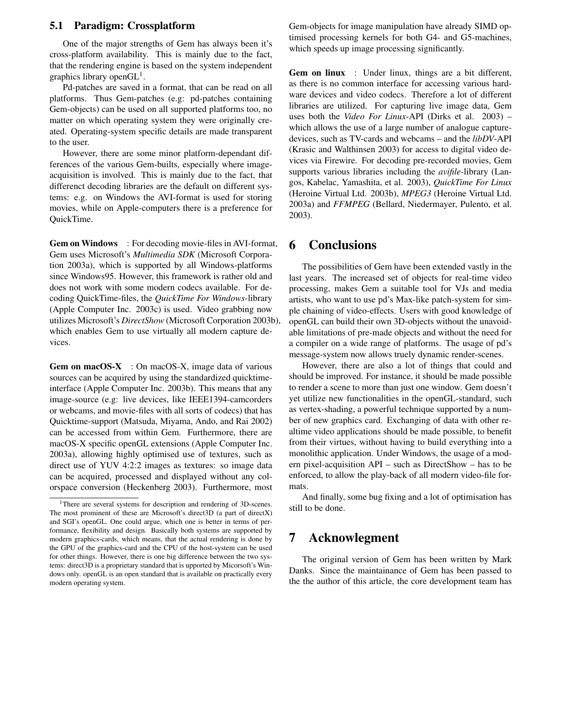### 5.1 Paradigm: Crossplatform

One of the major strengths of Gem has always been it's cross-platform availability. This is mainly due to the fact, that the rendering engine is based on the system independent graphics library openGL[1].

Pd-patches are saved in a format, that can be read on all platforms. Thus Gem-patches (e.g: pd-patches containing Gem-objects) can be used on all supported platforms too, no matter on which operating system they were originally created. Operating-system specific details are made transparent to the user.

However, there are some minor platform-dependant differences of the various Gem-builts, especially where image-acquisition is involved. This is mainly due to the fact, that differenct decoding libraries are the default on different systems: e.g. on Windows the AVI-format is used for storing movies, while on Apple-computers there is a preference for QuickTime.

**Gem on Windows** : For decoding movie-files in AVI-format, Gem uses Microsoft's *Multimedia SDK* (Microsoft Corporation 2003a), which is supported by all Windows-platforms since Windows95. However, this framework is rather old and does not work with some modern codecs available. For decoding QuickTime-files, the *QuickTime For Windows*-library (Apple Computer Inc. 2003c) is used. Video grabbing now utilizes Microsoft's *DirectShow* (Microsoft Corporation 2003b), which enables Gem to use virtually all modern capture devices.

**Gem on macOS-X** : On macOS-X, image data of various sources can be acquired by using the standardized quicktime-interface (Apple Computer Inc. 2003b). This means that any image-source (e.g: live devices, like IEEE1394-camcorders or webcams, and movie-files with all sorts of codecs) that has Quicktime-support (Matsuda, Miyama, Ando, and Rai 2002) can be accessed from within Gem. Furthermore, there are macOS-X specific openGL extensions (Apple Computer Inc. 2003a), allowing highly optimised use of textures, such as direct use of YUV 4:2:2 images as textures: so image data can be acquired, processed and displayed without any colorspace conversion (Heckenberg 2003). Furthermore, most Gem-objects for image manipulation have already SIMD optimised processing kernels for both G4- and G5-machines, which speeds up image processing significantly.

**Gem on linux** : Under linux, things are a bit different, as there is no common interface for accessing various hardware devices and video codecs. Therefore a lot of different libraries are utilized. For capturing live image data, Gem uses both the *Video For Linux*-API (Dirks et al. 2003) – which allows the use of a large number of analogue capture-devices, such as TV-cards and webcams – and the *libDV*-API (Krasic and Walthinsen 2003) for access to digital video devices via Firewire. For decoding pre-recorded movies, Gem supports various libraries including the *avifile*-library (Langos, Kabelac, Yamashita, et al. 2003), *QuickTime For Linux* (Heroine Virtual Ltd. 2003b), *MPEG3* (Heroine Virtual Ltd. 2003a) and *FFMPEG* (Bellard, Niedermayer, Pulento, et al. 2003).

## 6 Conclusions

The possibilities of Gem have been extended vastly in the last years. The increased set of objects for real-time video processing, makes Gem a suitable tool for VJs and media artists, who want to use pd's Max-like patch-system for simple chaining of video-effects. Users with good knowledge of openGL can build their own 3D-objects without the unavoidable limitations of pre-made objects and without the need for a compiler on a wide range of platforms. The usage of pd's message-system now allows truely dynamic render-scenes.

However, there are also a lot of things that could and should be improved. For instance, it should be made possible to render a scene to more than just one window. Gem doesn't yet utilize new functionalities in the openGL-standard, such as vertex-shading, a powerful technique supported by a number of new graphics card. Exchanging of data with other realtime video applications should be made possible, to benefit from their virtues, without having to build everything into a monolithic application. Under Windows, the usage of a modern pixel-acquisition API – such as DirectShow – has to be enforced, to allow the play-back of all modern video-file formats.

And finally, some bug fixing and a lot of optimisation has still to be done.

## 7 Acknowlegment

The original version of Gem has been written by Mark Danks. Since the maintainance of Gem has been passed to the the author of this article, the core development team has

---

[1] There are several systems for description and rendering of 3D-scenes. The most prominent of these are Microsoft's direct3D (a part of directX) and SGI's openGL. One could argue, which one is better in terms of performance, flexibility and design. Basically both systems are supported by modern graphics-cards, which means, that the actual rendering is done by the GPU of the graphics-card and the CPU of the host-system can be used for other things. However, there is one big difference between the two systems: direct3D is a proprietary standard that is upported by Micorsoft's Windows only. openGL is an open standard that is available on practically every modern operating system.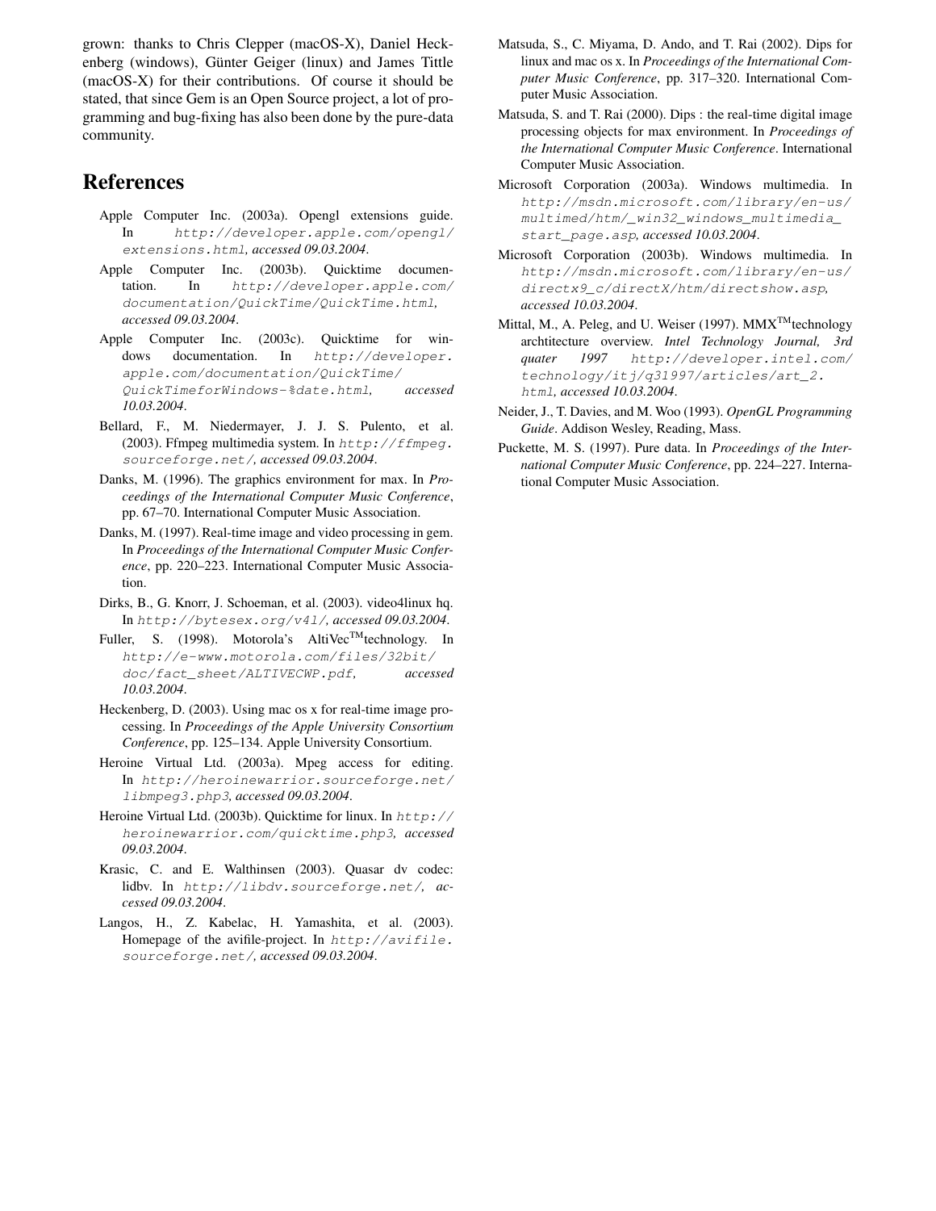grown: thanks to Chris Clepper (macOS-X), Daniel Heckenberg (windows), Günter Geiger (linux) and James Tittle (macOS-X) for their contributions. Of course it should be stated, that since Gem is an Open Source project, a lot of programming and bug-fixing has also been done by the pure-data community.

# References

Apple Computer Inc. (2003a). Opengl extensions guide. In `http://developer.apple.com/opengl/extensions.html`, *accessed 09.03.2004*.

Apple Computer Inc. (2003b). Quicktime documentation. In `http://developer.apple.com/documentation/QuickTime/QuickTime.html`, *accessed 09.03.2004*.

Apple Computer Inc. (2003c). Quicktime for windows documentation. In `http://developer.apple.com/documentation/QuickTime/QuickTimeforWindows-%date.html`, *accessed 10.03.2004*.

Bellard, F., M. Niedermayer, J. J. S. Pulento, et al. (2003). Ffmpeg multimedia system. In `http://ffmpeg.sourceforge.net/`, *accessed 09.03.2004*.

Danks, M. (1996). The graphics environment for max. In *Proceedings of the International Computer Music Conference*, pp. 67–70. International Computer Music Association.

Danks, M. (1997). Real-time image and video processing in gem. In *Proceedings of the International Computer Music Conference*, pp. 220–223. International Computer Music Association.

Dirks, B., G. Knorr, J. Schoeman, et al. (2003). video4linux hq. In `http://bytesex.org/v4l/`, *accessed 09.03.2004*.

Fuller, S. (1998). Motorola's AltiVec™technology. In `http://e-www.motorola.com/files/32bit/doc/fact_sheet/ALTIVECWP.pdf`, *accessed 10.03.2004*.

Heckenberg, D. (2003). Using mac os x for real-time image processing. In *Proceedings of the Apple University Consortium Conference*, pp. 125–134. Apple University Consortium.

Heroine Virtual Ltd. (2003a). Mpeg access for editing. In `http://heroinewarrior.sourceforge.net/libmpeg3.php3`, *accessed 09.03.2004*.

Heroine Virtual Ltd. (2003b). Quicktime for linux. In `http://heroinewarrior.com/quicktime.php3`, *accessed 09.03.2004*.

Krasic, C. and E. Walthinsen (2003). Quasar dv codec: lidbv. In `http://libdv.sourceforge.net/`, *accessed 09.03.2004*.

Langos, H., Z. Kabelac, H. Yamashita, et al. (2003). Homepage of the avifile-project. In `http://avifile.sourceforge.net/`, *accessed 09.03.2004*.

Matsuda, S., C. Miyama, D. Ando, and T. Rai (2002). Dips for linux and mac os x. In *Proceedings of the International Computer Music Conference*, pp. 317–320. International Computer Music Association.

Matsuda, S. and T. Rai (2000). Dips : the real-time digital image processing objects for max environment. In *Proceedings of the International Computer Music Conference*. International Computer Music Association.

Microsoft Corporation (2003a). Windows multimedia. In `http://msdn.microsoft.com/library/en-us/multimed/htm/_win32_windows_multimedia_start_page.asp`, *accessed 10.03.2004*.

Microsoft Corporation (2003b). Windows multimedia. In `http://msdn.microsoft.com/library/en-us/directx9_c/directX/htm/directshow.asp`, *accessed 10.03.2004*.

Mittal, M., A. Peleg, and U. Weiser (1997). MMX™technology archtitecture overview. *Intel Technology Journal, 3rd quater 1997* `http://developer.intel.com/technology/itj/q31997/articles/art_2.html`, *accessed 10.03.2004*.

Neider, J., T. Davies, and M. Woo (1993). *OpenGL Programming Guide*. Addison Wesley, Reading, Mass.

Puckette, M. S. (1997). Pure data. In *Proceedings of the International Computer Music Conference*, pp. 224–227. International Computer Music Association.